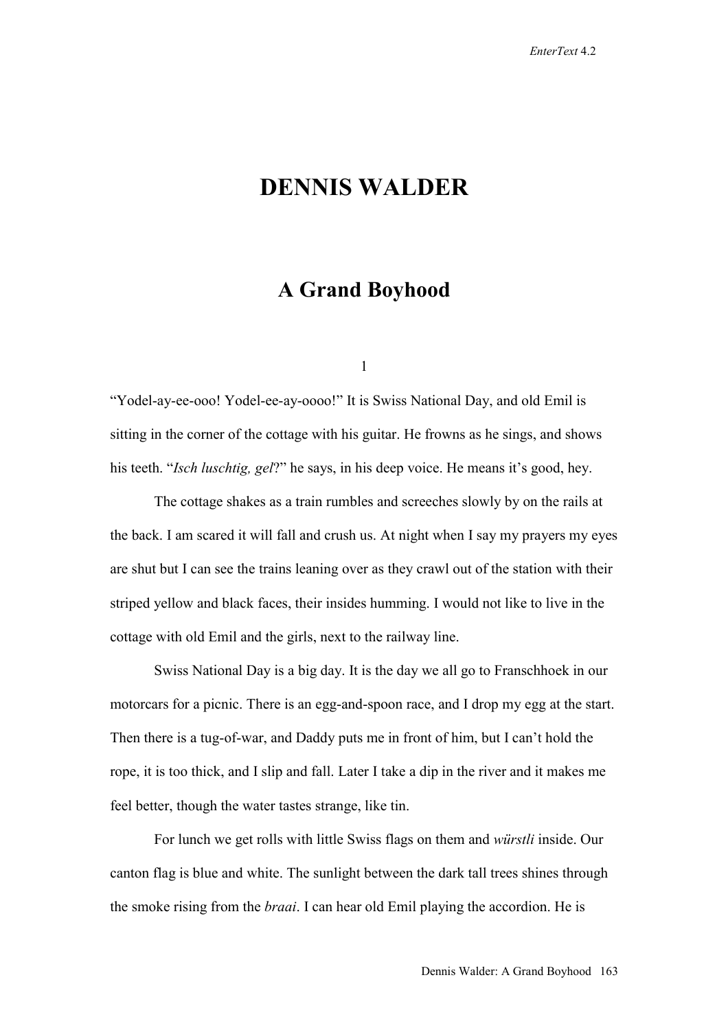# DENNIS WALDER

## A Grand Boyhood

1

"Yodel-ay-ee-ooo! Yodel-ee-ay-oooo!" It is Swiss National Day, and old Emil is sitting in the corner of the cottage with his guitar. He frowns as he sings, and shows his teeth. "*Isch luschtig, gel*?" he says, in his deep voice. He means it's good, hey.

The cottage shakes as a train rumbles and screeches slowly by on the rails at the back. I am scared it will fall and crush us. At night when I say my prayers my eyes are shut but I can see the trains leaning over as they crawl out of the station with their striped yellow and black faces, their insides humming. I would not like to live in the cottage with old Emil and the girls, next to the railway line.

Swiss National Day is a big day. It is the day we all go to Franschhoek in our motorcars for a picnic. There is an egg-and-spoon race, and I drop my egg at the start. Then there is a tug-of-war, and Daddy puts me in front of him, but I can't hold the rope, it is too thick, and I slip and fall. Later I take a dip in the river and it makes me feel better, though the water tastes strange, like tin.

For lunch we get rolls with little Swiss flags on them and *würstli* inside. Our canton flag is blue and white. The sunlight between the dark tall trees shines through the smoke rising from the *braai*. I can hear old Emil playing the accordion. He is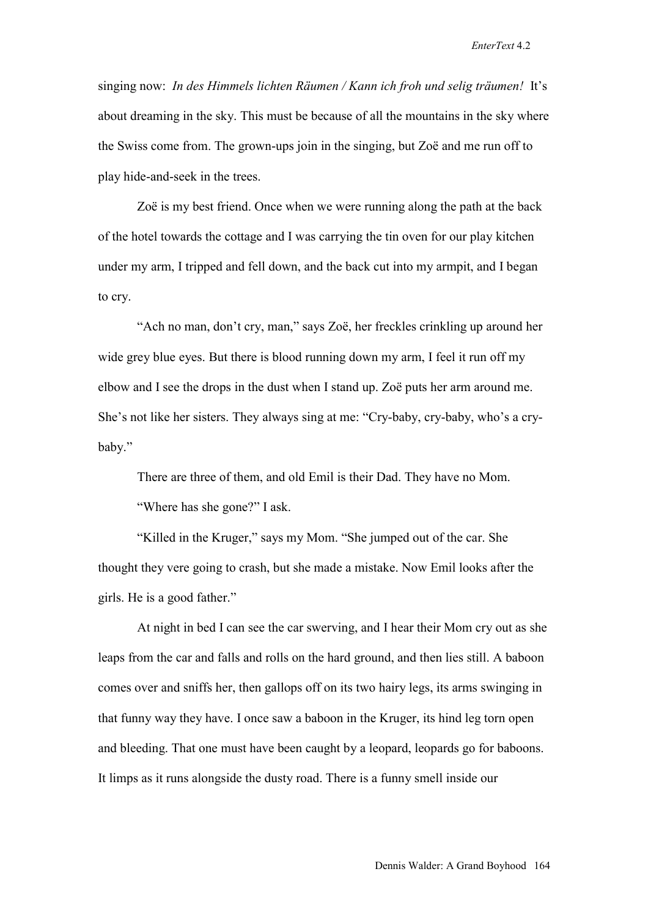singing now: *In des Himmels lichten Räumen / Kann ich froh und selig träumen!* It's about dreaming in the sky. This must be because of all the mountains in the sky where the Swiss come from. The grown-ups join in the singing, but Zoë and me run off to play hide-and-seek in the trees.

Zoë is my best friend. Once when we were running along the path at the back of the hotel towards the cottage and I was carrying the tin oven for our play kitchen under my arm, I tripped and fell down, and the back cut into my armpit, and I began to cry.

"Ach no man, don't cry, man," says Zoë, her freckles crinkling up around her wide grey blue eyes. But there is blood running down my arm, I feel it run off my elbow and I see the drops in the dust when I stand up. Zoë puts her arm around me. She's not like her sisters. They always sing at me: "Cry-baby, cry-baby, who's a cry-baby."

There are three of them, and old Emil is their Dad. They have no Mom.

"Where has she gone?" I ask.

"Killed in the Kruger," says my Mom. "She jumped out of the car. She thought they vere going to crash, but she made a mistake. Now Emil looks after the girls. He is a good father."

At night in bed I can see the car swerving, and I hear their Mom cry out as she leaps from the car and falls and rolls on the hard ground, and then lies still. A baboon comes over and sniffs her, then gallops off on its two hairy legs, its arms swinging in that funny way they have. I once saw a baboon in the Kruger, its hind leg torn open and bleeding. That one must have been caught by a leopard, leopards go for baboons. It limps as it runs alongside the dusty road. There is a funny smell inside our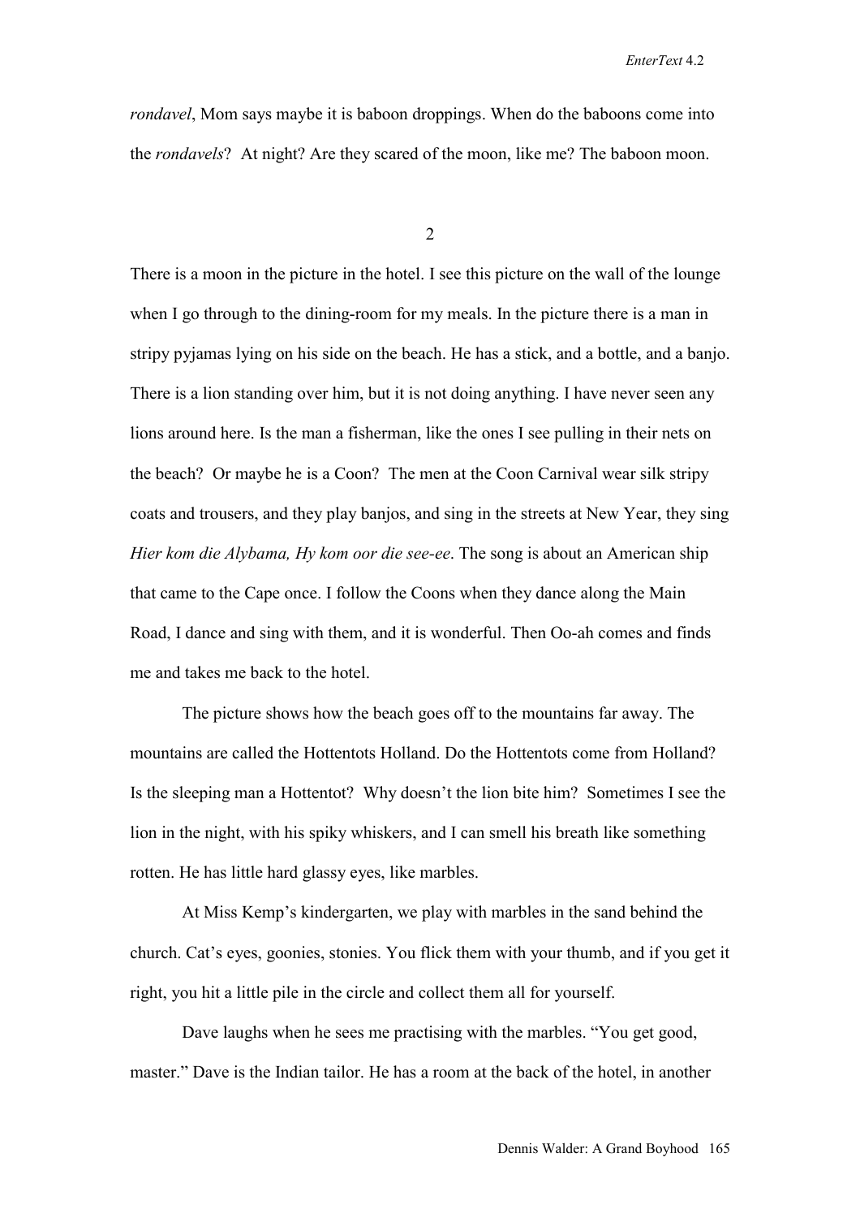*rondavel*, Mom says maybe it is baboon droppings. When do the baboons come into the *rondavels*? At night? Are they scared of the moon, like me? The baboon moon.

## 2

There is a moon in the picture in the hotel. I see this picture on the wall of the lounge when I go through to the dining-room for my meals. In the picture there is a man in stripy pyjamas lying on his side on the beach. He has a stick, and a bottle, and a banjo. There is a lion standing over him, but it is not doing anything. I have never seen any lions around here. Is the man a fisherman, like the ones I see pulling in their nets on the beach? Or maybe he is a Coon? The men at the Coon Carnival wear silk stripy coats and trousers, and they play banjos, and sing in the streets at New Year, they sing *Hier kom die Alybama, Hy kom oor die see-ee*. The song is about an American ship that came to the Cape once. I follow the Coons when they dance along the Main Road, I dance and sing with them, and it is wonderful. Then Oo-ah comes and finds me and takes me back to the hotel.

The picture shows how the beach goes off to the mountains far away. The mountains are called the Hottentots Holland. Do the Hottentots come from Holland? Is the sleeping man a Hottentot? Why doesn't the lion bite him? Sometimes I see the lion in the night, with his spiky whiskers, and I can smell his breath like something rotten. He has little hard glassy eyes, like marbles.

At Miss Kemp's kindergarten, we play with marbles in the sand behind the church. Cat's eyes, goonies, stonies. You flick them with your thumb, and if you get it right, you hit a little pile in the circle and collect them all for yourself.

Dave laughs when he sees me practising with the marbles. "You get good, master." Dave is the Indian tailor. He has a room at the back of the hotel, in another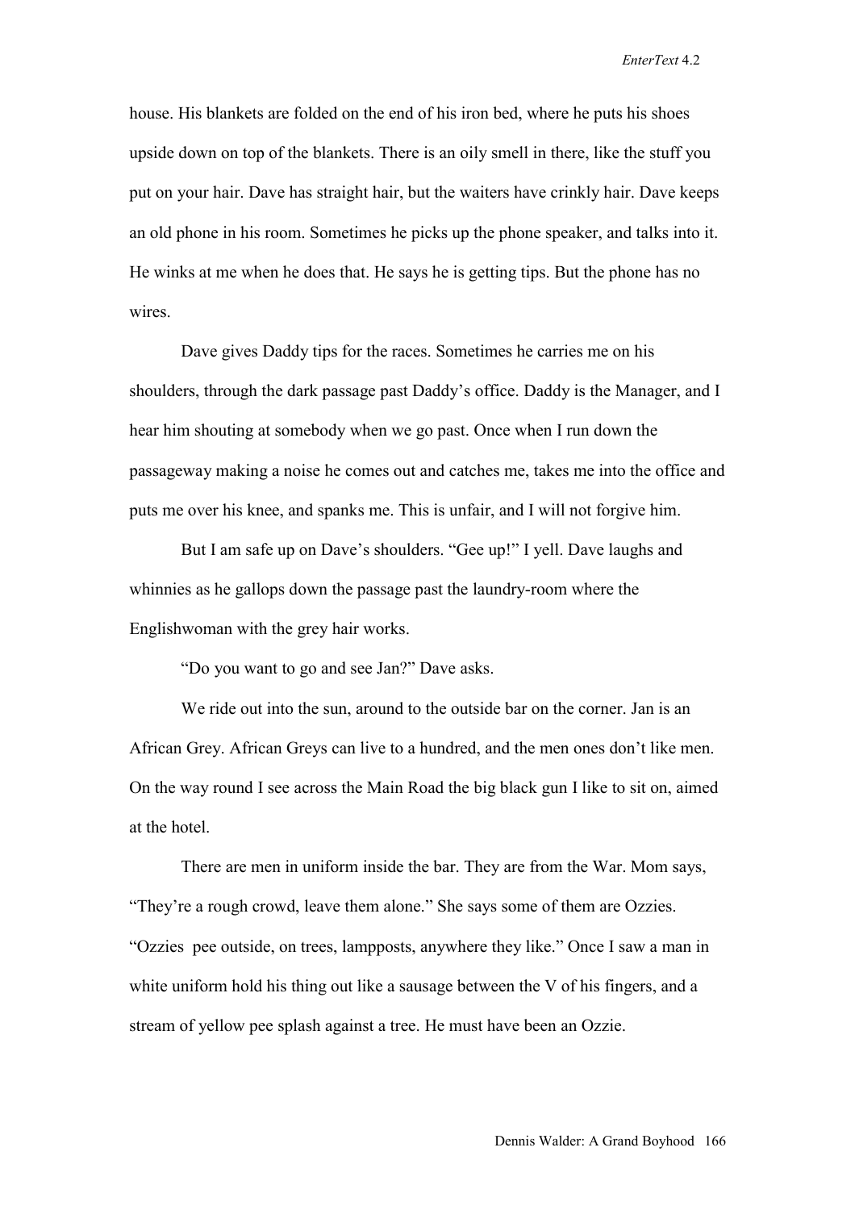house. His blankets are folded on the end of his iron bed, where he puts his shoes upside down on top of the blankets. There is an oily smell in there, like the stuff you put on your hair. Dave has straight hair, but the waiters have crinkly hair. Dave keeps an old phone in his room. Sometimes he picks up the phone speaker, and talks into it. He winks at me when he does that. He says he is getting tips. But the phone has no wires.

Dave gives Daddy tips for the races. Sometimes he carries me on his shoulders, through the dark passage past Daddy's office. Daddy is the Manager, and I hear him shouting at somebody when we go past. Once when I run down the passageway making a noise he comes out and catches me, takes me into the office and puts me over his knee, and spanks me. This is unfair, and I will not forgive him.

But I am safe up on Dave's shoulders. "Gee up!" I yell. Dave laughs and whinnies as he gallops down the passage past the laundry-room where the Englishwoman with the grey hair works.

"Do you want to go and see Jan?" Dave asks.

We ride out into the sun, around to the outside bar on the corner. Jan is an African Grey. African Greys can live to a hundred, and the men ones don't like men. On the way round I see across the Main Road the big black gun I like to sit on, aimed at the hotel.

There are men in uniform inside the bar. They are from the War. Mom says, "They're a rough crowd, leave them alone." She says some of them are Ozzies. "Ozzies pee outside, on trees, lampposts, anywhere they like." Once I saw a man in white uniform hold his thing out like a sausage between the V of his fingers, and a stream of yellow pee splash against a tree. He must have been an Ozzie.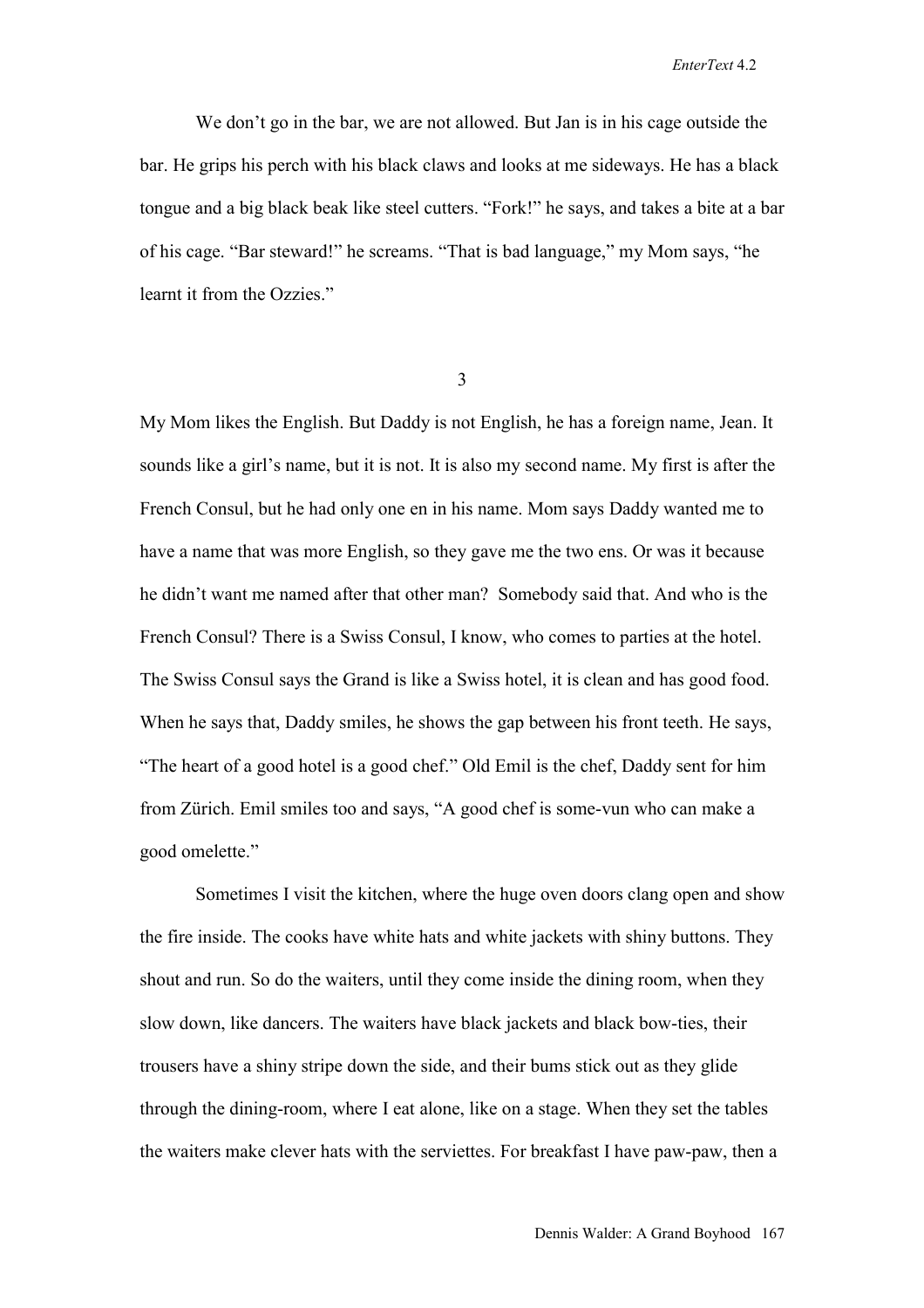We don't go in the bar, we are not allowed. But Jan is in his cage outside the bar. He grips his perch with his black claws and looks at me sideways. He has a black tongue and a big black beak like steel cutters. "Fork!" he says, and takes a bite at a bar of his cage. "Bar steward!" he screams. "That is bad language," my Mom says, "he learnt it from the Ozzies."

3

My Mom likes the English. But Daddy is not English, he has a foreign name, Jean. It sounds like a girl's name, but it is not. It is also my second name. My first is after the French Consul, but he had only one en in his name. Mom says Daddy wanted me to have a name that was more English, so they gave me the two ens. Or was it because he didn't want me named after that other man? Somebody said that. And who is the French Consul? There is a Swiss Consul, I know, who comes to parties at the hotel. The Swiss Consul says the Grand is like a Swiss hotel, it is clean and has good food. When he says that, Daddy smiles, he shows the gap between his front teeth. He says, "The heart of a good hotel is a good chef." Old Emil is the chef, Daddy sent for him from Zürich. Emil smiles too and says, "A good chef is some-vun who can make a good omelette."

Sometimes I visit the kitchen, where the huge oven doors clang open and show the fire inside. The cooks have white hats and white jackets with shiny buttons. They shout and run. So do the waiters, until they come inside the dining room, when they slow down, like dancers. The waiters have black jackets and black bow-ties, their trousers have a shiny stripe down the side, and their bums stick out as they glide through the dining-room, where I eat alone, like on a stage. When they set the tables the waiters make clever hats with the serviettes. For breakfast I have paw-paw, then a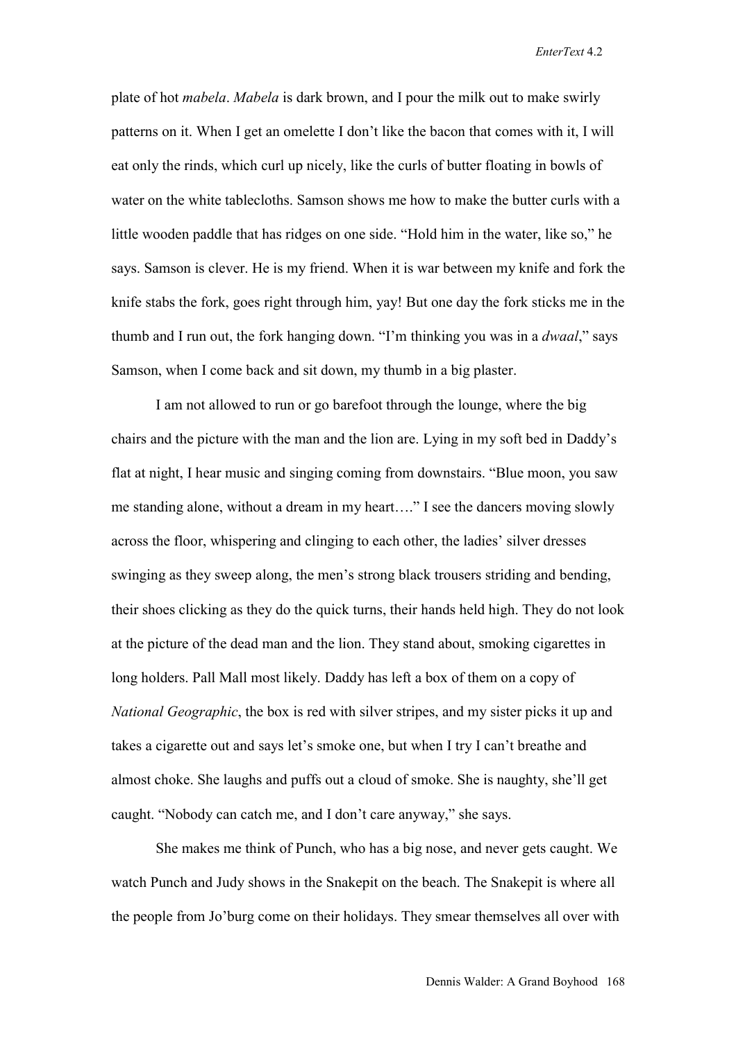plate of hot *mabela*. *Mabela* is dark brown, and I pour the milk out to make swirly patterns on it. When I get an omelette I don't like the bacon that comes with it, I will eat only the rinds, which curl up nicely, like the curls of butter floating in bowls of water on the white tablecloths. Samson shows me how to make the butter curls with a little wooden paddle that has ridges on one side. "Hold him in the water, like so," he says. Samson is clever. He is my friend. When it is war between my knife and fork the knife stabs the fork, goes right through him, yay! But one day the fork sticks me in the thumb and I run out, the fork hanging down. "I'm thinking you was in a *dwaal*," says Samson, when I come back and sit down, my thumb in a big plaster.

I am not allowed to run or go barefoot through the lounge, where the big chairs and the picture with the man and the lion are. Lying in my soft bed in Daddy's flat at night, I hear music and singing coming from downstairs. "Blue moon, you saw me standing alone, without a dream in my heart…." I see the dancers moving slowly across the floor, whispering and clinging to each other, the ladies' silver dresses swinging as they sweep along, the men's strong black trousers striding and bending, their shoes clicking as they do the quick turns, their hands held high. They do not look at the picture of the dead man and the lion. They stand about, smoking cigarettes in long holders. Pall Mall most likely. Daddy has left a box of them on a copy of *National Geographic*, the box is red with silver stripes, and my sister picks it up and takes a cigarette out and says let's smoke one, but when I try I can't breathe and almost choke. She laughs and puffs out a cloud of smoke. She is naughty, she'll get caught. "Nobody can catch me, and I don't care anyway," she says.

She makes me think of Punch, who has a big nose, and never gets caught. We watch Punch and Judy shows in the Snakepit on the beach. The Snakepit is where all the people from Jo'burg come on their holidays. They smear themselves all over with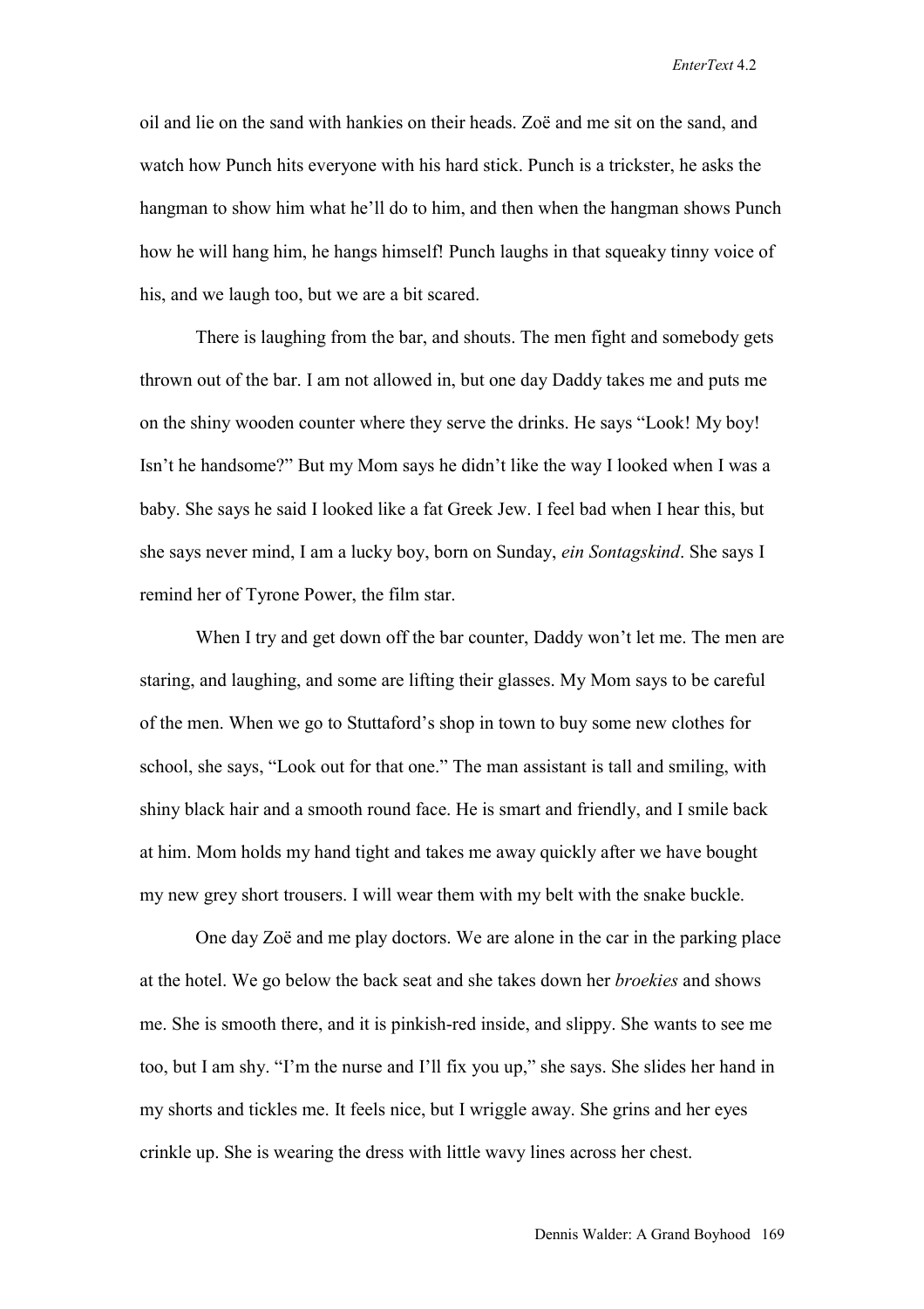oil and lie on the sand with hankies on their heads. Zoë and me sit on the sand, and watch how Punch hits everyone with his hard stick. Punch is a trickster, he asks the hangman to show him what he'll do to him, and then when the hangman shows Punch how he will hang him, he hangs himself! Punch laughs in that squeaky tinny voice of his, and we laugh too, but we are a bit scared.

There is laughing from the bar, and shouts. The men fight and somebody gets thrown out of the bar. I am not allowed in, but one day Daddy takes me and puts me on the shiny wooden counter where they serve the drinks. He says "Look! My boy! Isn't he handsome?" But my Mom says he didn't like the way I looked when I was a baby. She says he said I looked like a fat Greek Jew. I feel bad when I hear this, but she says never mind, I am a lucky boy, born on Sunday, *ein Sontagskind*. She says I remind her of Tyrone Power, the film star.

When I try and get down off the bar counter, Daddy won't let me. The men are staring, and laughing, and some are lifting their glasses. My Mom says to be careful of the men. When we go to Stuttaford's shop in town to buy some new clothes for school, she says, "Look out for that one." The man assistant is tall and smiling, with shiny black hair and a smooth round face. He is smart and friendly, and I smile back at him. Mom holds my hand tight and takes me away quickly after we have bought my new grey short trousers. I will wear them with my belt with the snake buckle.

One day Zoë and me play doctors. We are alone in the car in the parking place at the hotel. We go below the back seat and she takes down her *broekies* and shows me. She is smooth there, and it is pinkish-red inside, and slippy. She wants to see me too, but I am shy. "I'm the nurse and I'll fix you up," she says. She slides her hand in my shorts and tickles me. It feels nice, but I wriggle away. She grins and her eyes crinkle up. She is wearing the dress with little wavy lines across her chest.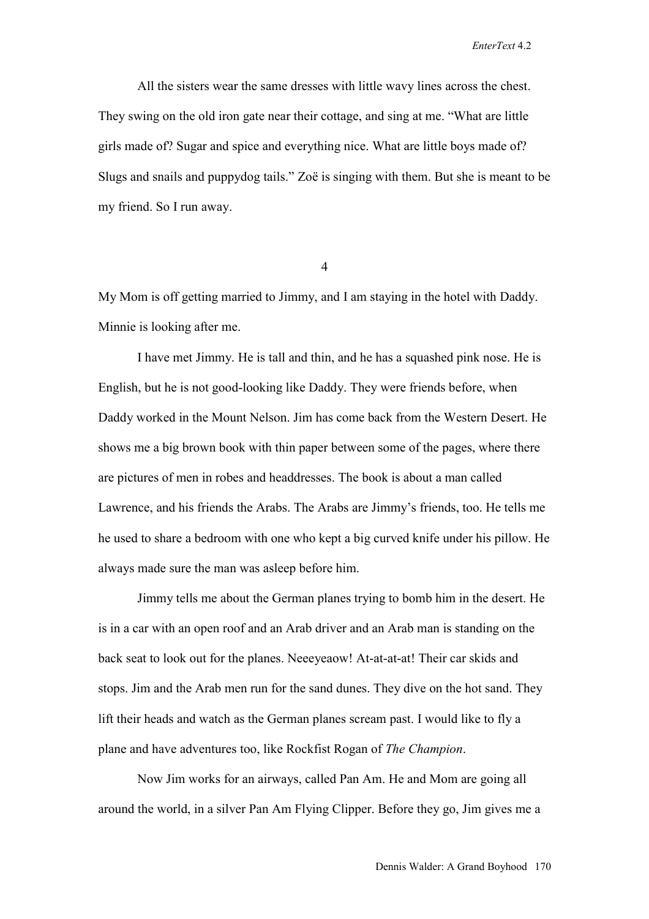All the sisters wear the same dresses with little wavy lines across the chest. They swing on the old iron gate near their cottage, and sing at me. “What are little girls made of? Sugar and spice and everything nice. What are little boys made of? Slugs and snails and puppydog tails.” Zoë is singing with them. But she is meant to be my friend. So I run away.

4

My Mom is off getting married to Jimmy, and I am staying in the hotel with Daddy. Minnie is looking after me.

I have met Jimmy. He is tall and thin, and he has a squashed pink nose. He is English, but he is not good-looking like Daddy. They were friends before, when Daddy worked in the Mount Nelson. Jim has come back from the Western Desert. He shows me a big brown book with thin paper between some of the pages, where there are pictures of men in robes and headdresses. The book is about a man called Lawrence, and his friends the Arabs. The Arabs are Jimmy’s friends, too. He tells me he used to share a bedroom with one who kept a big curved knife under his pillow. He always made sure the man was asleep before him.

Jimmy tells me about the German planes trying to bomb him in the desert. He is in a car with an open roof and an Arab driver and an Arab man is standing on the back seat to look out for the planes. Neeeyeaow! At-at-at-at! Their car skids and stops. Jim and the Arab men run for the sand dunes. They dive on the hot sand. They lift their heads and watch as the German planes scream past. I would like to fly a plane and have adventures too, like Rockfist Rogan of *The Champion*.

Now Jim works for an airways, called Pan Am. He and Mom are going all around the world, in a silver Pan Am Flying Clipper. Before they go, Jim gives me a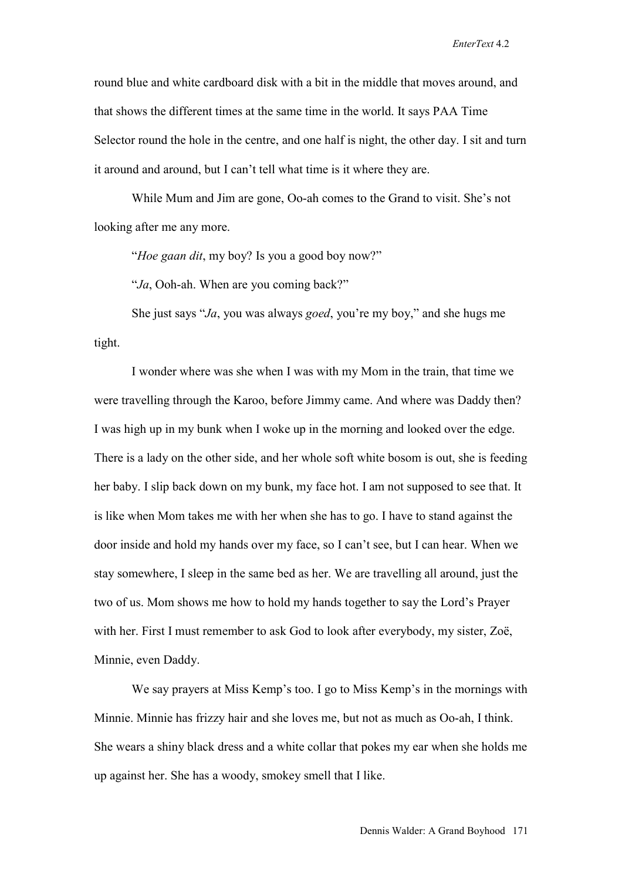round blue and white cardboard disk with a bit in the middle that moves around, and that shows the different times at the same time in the world. It says PAA Time Selector round the hole in the centre, and one half is night, the other day. I sit and turn it around and around, but I can't tell what time is it where they are.

While Mum and Jim are gone, Oo-ah comes to the Grand to visit. She's not looking after me any more.

"*Hoe gaan dit*, my boy? Is you a good boy now?"

"*Ja*, Ooh-ah. When are you coming back?"

She just says "*Ja*, you was always *goed*, you're my boy," and she hugs me tight.

I wonder where was she when I was with my Mom in the train, that time we were travelling through the Karoo, before Jimmy came. And where was Daddy then? I was high up in my bunk when I woke up in the morning and looked over the edge. There is a lady on the other side, and her whole soft white bosom is out, she is feeding her baby. I slip back down on my bunk, my face hot. I am not supposed to see that. It is like when Mom takes me with her when she has to go. I have to stand against the door inside and hold my hands over my face, so I can't see, but I can hear. When we stay somewhere, I sleep in the same bed as her. We are travelling all around, just the two of us. Mom shows me how to hold my hands together to say the Lord's Prayer with her. First I must remember to ask God to look after everybody, my sister, Zoë, Minnie, even Daddy.

We say prayers at Miss Kemp's too. I go to Miss Kemp's in the mornings with Minnie. Minnie has frizzy hair and she loves me, but not as much as Oo-ah, I think. She wears a shiny black dress and a white collar that pokes my ear when she holds me up against her. She has a woody, smokey smell that I like.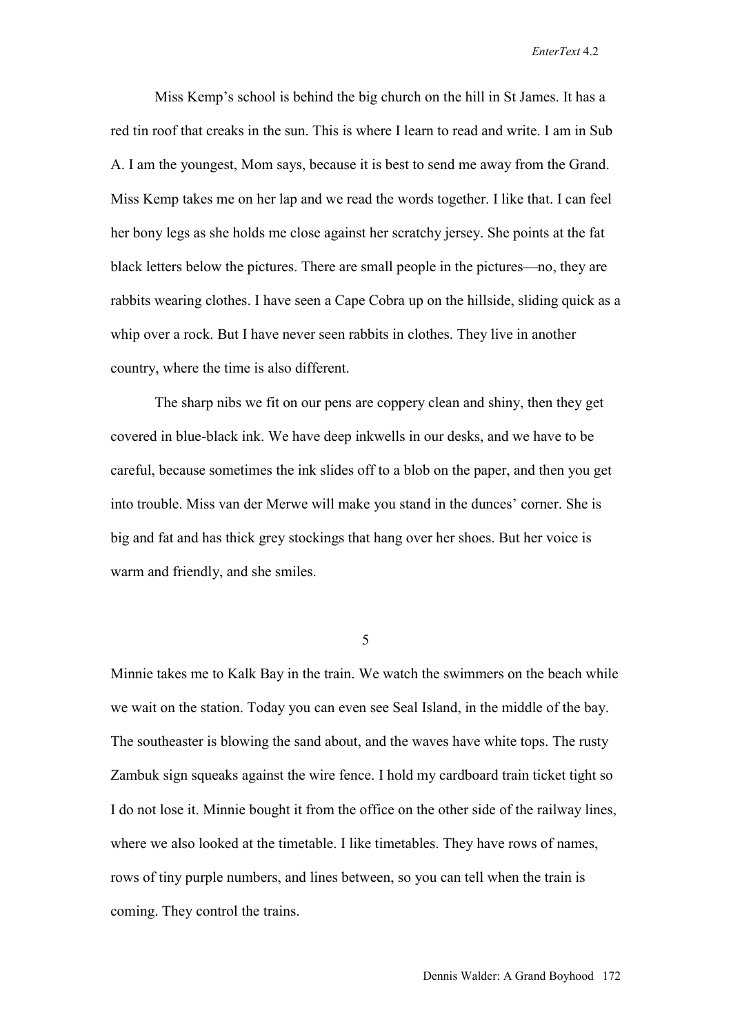Miss Kemp's school is behind the big church on the hill in St James. It has a red tin roof that creaks in the sun. This is where I learn to read and write. I am in Sub A. I am the youngest, Mom says, because it is best to send me away from the Grand. Miss Kemp takes me on her lap and we read the words together. I like that. I can feel her bony legs as she holds me close against her scratchy jersey. She points at the fat black letters below the pictures. There are small people in the pictures—no, they are rabbits wearing clothes. I have seen a Cape Cobra up on the hillside, sliding quick as a whip over a rock. But I have never seen rabbits in clothes. They live in another country, where the time is also different.

The sharp nibs we fit on our pens are coppery clean and shiny, then they get covered in blue-black ink. We have deep inkwells in our desks, and we have to be careful, because sometimes the ink slides off to a blob on the paper, and then you get into trouble. Miss van der Merwe will make you stand in the dunces' corner. She is big and fat and has thick grey stockings that hang over her shoes. But her voice is warm and friendly, and she smiles.

5

Minnie takes me to Kalk Bay in the train. We watch the swimmers on the beach while we wait on the station. Today you can even see Seal Island, in the middle of the bay. The southeaster is blowing the sand about, and the waves have white tops. The rusty Zambuk sign squeaks against the wire fence. I hold my cardboard train ticket tight so I do not lose it. Minnie bought it from the office on the other side of the railway lines, where we also looked at the timetable. I like timetables. They have rows of names, rows of tiny purple numbers, and lines between, so you can tell when the train is coming. They control the trains.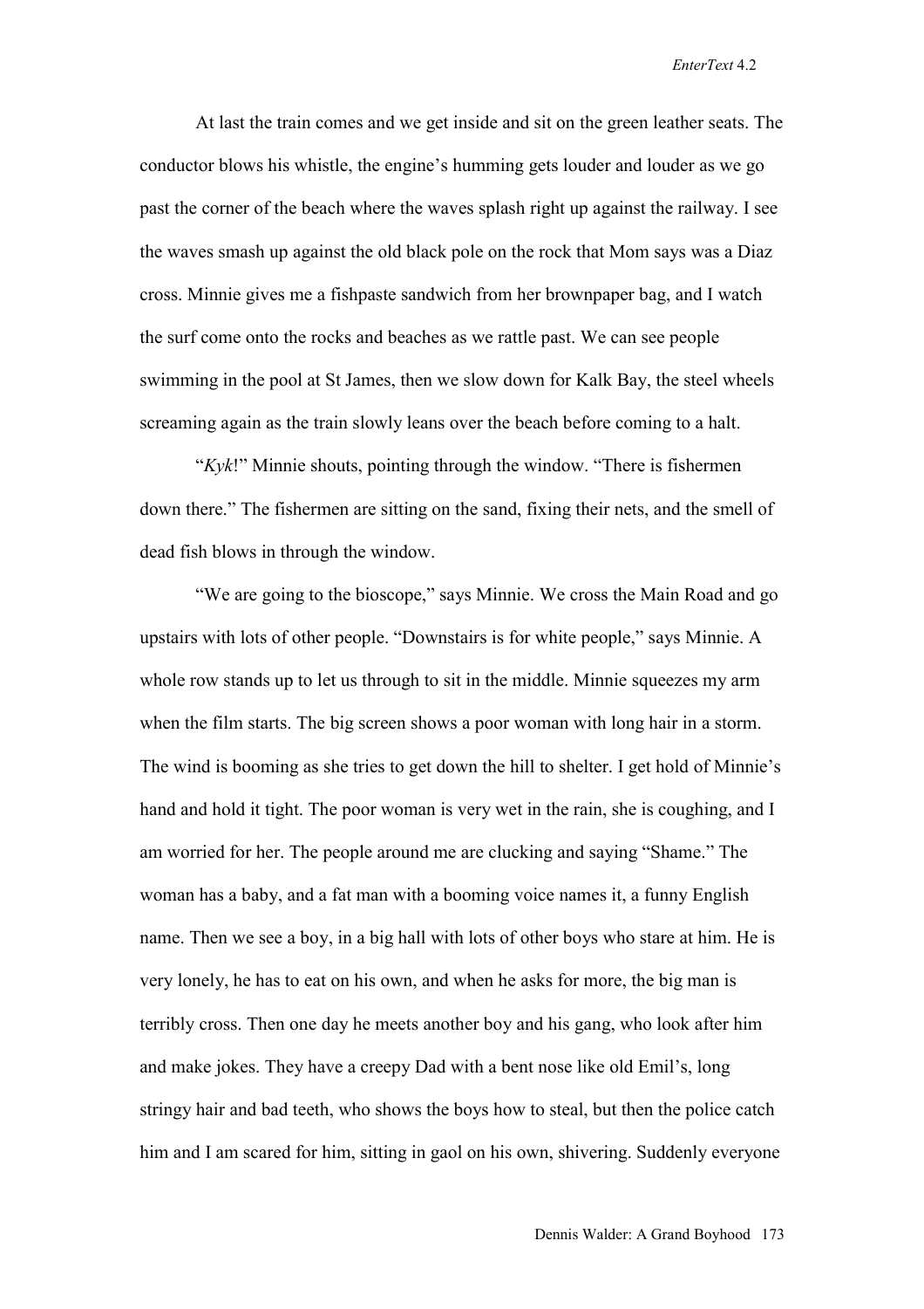At last the train comes and we get inside and sit on the green leather seats. The conductor blows his whistle, the engine's humming gets louder and louder as we go past the corner of the beach where the waves splash right up against the railway. I see the waves smash up against the old black pole on the rock that Mom says was a Diaz cross. Minnie gives me a fishpaste sandwich from her brownpaper bag, and I watch the surf come onto the rocks and beaches as we rattle past. We can see people swimming in the pool at St James, then we slow down for Kalk Bay, the steel wheels screaming again as the train slowly leans over the beach before coming to a halt.

"*Kyk*!" Minnie shouts, pointing through the window. "There is fishermen down there." The fishermen are sitting on the sand, fixing their nets, and the smell of dead fish blows in through the window.

"We are going to the bioscope," says Minnie. We cross the Main Road and go upstairs with lots of other people. "Downstairs is for white people," says Minnie. A whole row stands up to let us through to sit in the middle. Minnie squeezes my arm when the film starts. The big screen shows a poor woman with long hair in a storm. The wind is booming as she tries to get down the hill to shelter. I get hold of Minnie's hand and hold it tight. The poor woman is very wet in the rain, she is coughing, and I am worried for her. The people around me are clucking and saying "Shame." The woman has a baby, and a fat man with a booming voice names it, a funny English name. Then we see a boy, in a big hall with lots of other boys who stare at him. He is very lonely, he has to eat on his own, and when he asks for more, the big man is terribly cross. Then one day he meets another boy and his gang, who look after him and make jokes. They have a creepy Dad with a bent nose like old Emil's, long stringy hair and bad teeth, who shows the boys how to steal, but then the police catch him and I am scared for him, sitting in gaol on his own, shivering. Suddenly everyone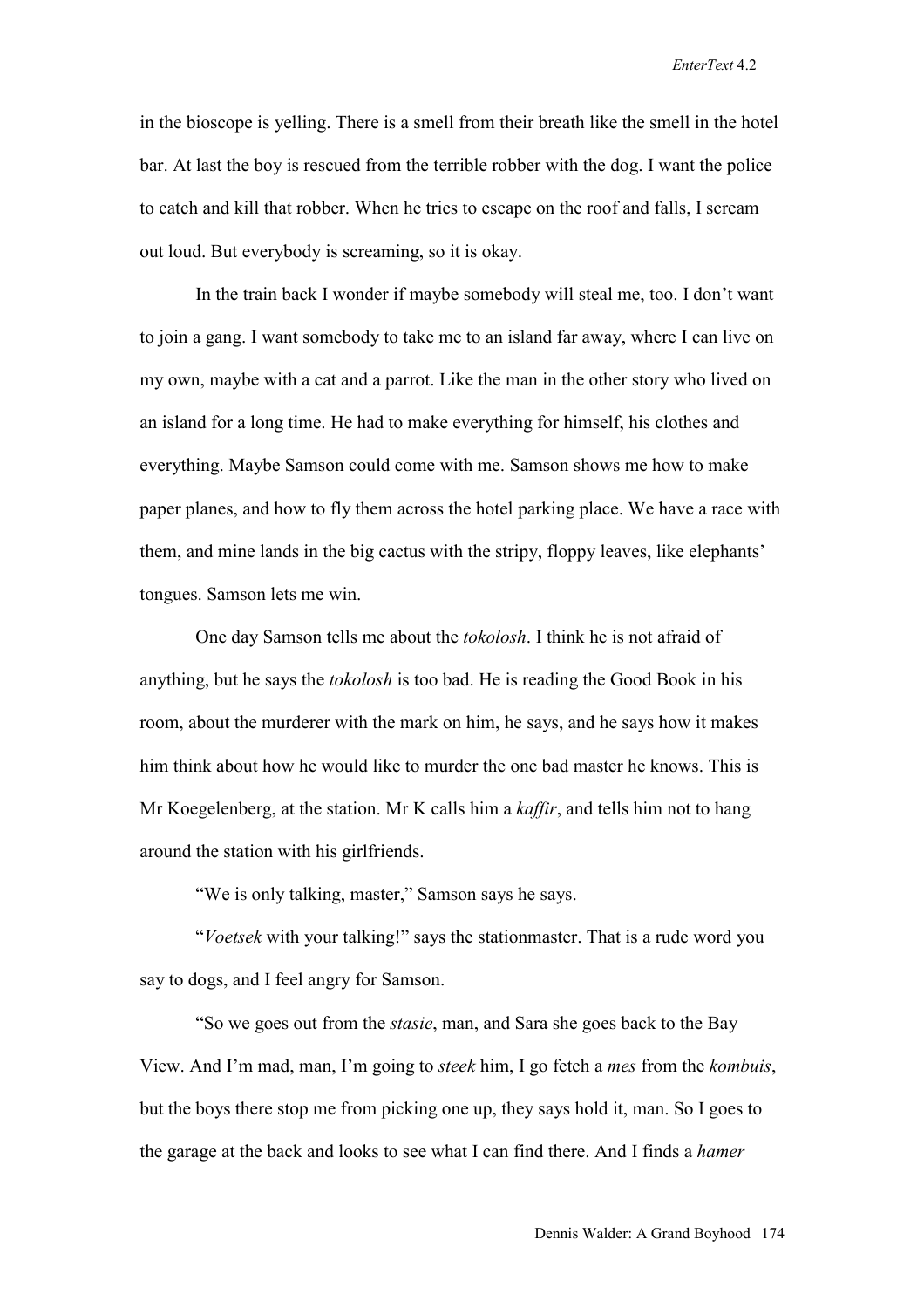in the bioscope is yelling. There is a smell from their breath like the smell in the hotel bar. At last the boy is rescued from the terrible robber with the dog. I want the police to catch and kill that robber. When he tries to escape on the roof and falls, I scream out loud. But everybody is screaming, so it is okay.

In the train back I wonder if maybe somebody will steal me, too. I don't want to join a gang. I want somebody to take me to an island far away, where I can live on my own, maybe with a cat and a parrot. Like the man in the other story who lived on an island for a long time. He had to make everything for himself, his clothes and everything. Maybe Samson could come with me. Samson shows me how to make paper planes, and how to fly them across the hotel parking place. We have a race with them, and mine lands in the big cactus with the stripy, floppy leaves, like elephants' tongues. Samson lets me win.

One day Samson tells me about the *tokolosh*. I think he is not afraid of anything, but he says the *tokolosh* is too bad. He is reading the Good Book in his room, about the murderer with the mark on him, he says, and he says how it makes him think about how he would like to murder the one bad master he knows. This is Mr Koegelenberg, at the station. Mr K calls him a *kaffir*, and tells him not to hang around the station with his girlfriends.

"We is only talking, master," Samson says he says.

"*Voetsek* with your talking!" says the stationmaster. That is a rude word you say to dogs, and I feel angry for Samson.

"So we goes out from the *stasie*, man, and Sara she goes back to the Bay View. And I'm mad, man, I'm going to *steek* him, I go fetch a *mes* from the *kombuis*, but the boys there stop me from picking one up, they says hold it, man. So I goes to the garage at the back and looks to see what I can find there. And I finds a *hamer*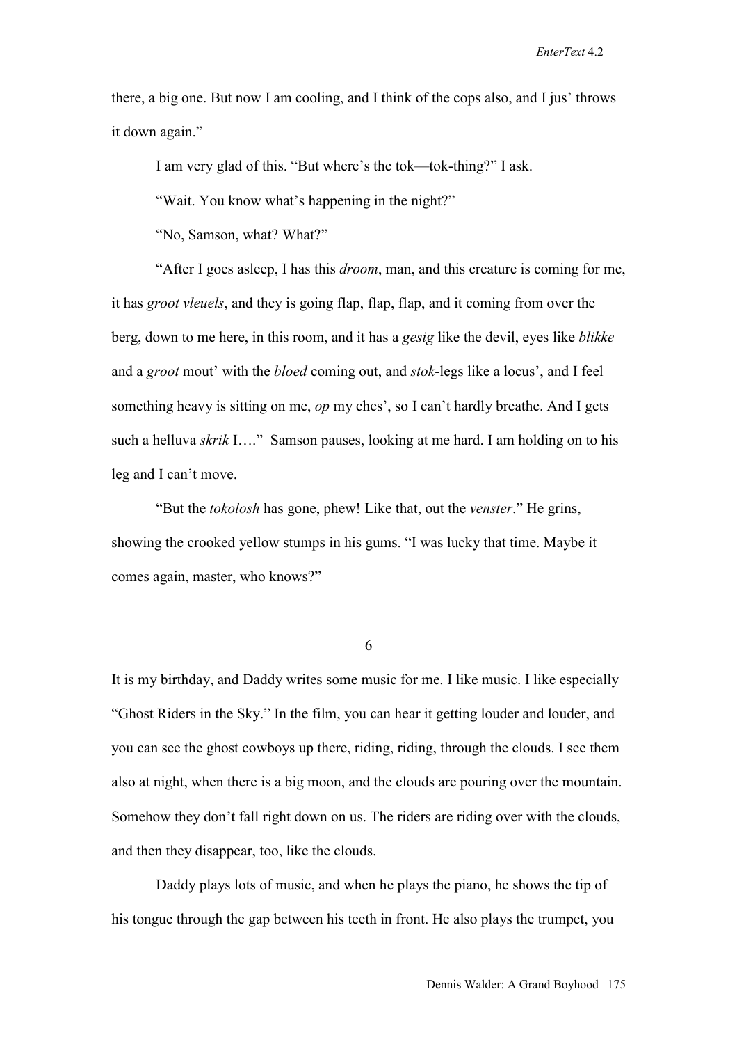there, a big one. But now I am cooling, and I think of the cops also, and I jus' throws it down again."

I am very glad of this. "But where's the tok—tok-thing?" I ask.

"Wait. You know what's happening in the night?"

"No, Samson, what? What?"

"After I goes asleep, I has this *droom*, man, and this creature is coming for me, it has *groot vleuels*, and they is going flap, flap, flap, and it coming from over the berg, down to me here, in this room, and it has a *gesig* like the devil, eyes like *blikke* and a *groot* mout' with the *bloed* coming out, and *stok*-legs like a locus', and I feel something heavy is sitting on me, *op* my ches', so I can't hardly breathe. And I gets such a helluva *skrik* I…." Samson pauses, looking at me hard. I am holding on to his leg and I can't move.

"But the *tokolosh* has gone, phew! Like that, out the *venster*." He grins, showing the crooked yellow stumps in his gums. "I was lucky that time. Maybe it comes again, master, who knows?"

## 6

It is my birthday, and Daddy writes some music for me. I like music. I like especially "Ghost Riders in the Sky." In the film, you can hear it getting louder and louder, and you can see the ghost cowboys up there, riding, riding, through the clouds. I see them also at night, when there is a big moon, and the clouds are pouring over the mountain. Somehow they don't fall right down on us. The riders are riding over with the clouds, and then they disappear, too, like the clouds.

Daddy plays lots of music, and when he plays the piano, he shows the tip of his tongue through the gap between his teeth in front. He also plays the trumpet, you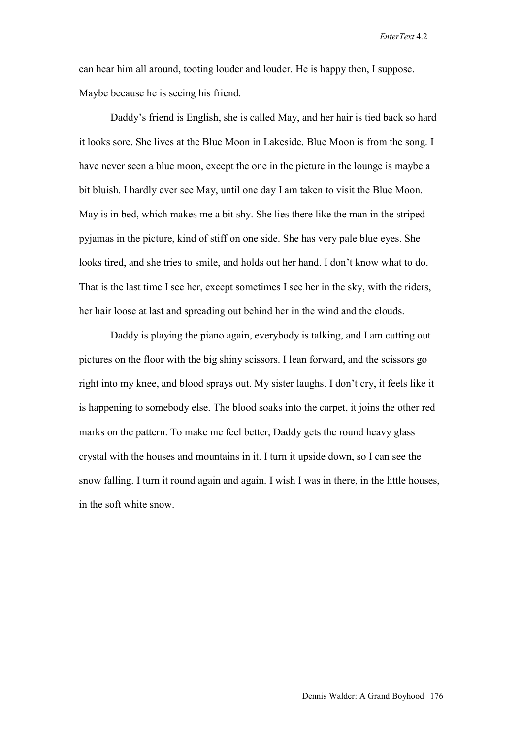can hear him all around, tooting louder and louder. He is happy then, I suppose. Maybe because he is seeing his friend.

Daddy's friend is English, she is called May, and her hair is tied back so hard it looks sore. She lives at the Blue Moon in Lakeside. Blue Moon is from the song. I have never seen a blue moon, except the one in the picture in the lounge is maybe a bit bluish. I hardly ever see May, until one day I am taken to visit the Blue Moon. May is in bed, which makes me a bit shy. She lies there like the man in the striped pyjamas in the picture, kind of stiff on one side. She has very pale blue eyes. She looks tired, and she tries to smile, and holds out her hand. I don't know what to do. That is the last time I see her, except sometimes I see her in the sky, with the riders, her hair loose at last and spreading out behind her in the wind and the clouds.

Daddy is playing the piano again, everybody is talking, and I am cutting out pictures on the floor with the big shiny scissors. I lean forward, and the scissors go right into my knee, and blood sprays out. My sister laughs. I don't cry, it feels like it is happening to somebody else. The blood soaks into the carpet, it joins the other red marks on the pattern. To make me feel better, Daddy gets the round heavy glass crystal with the houses and mountains in it. I turn it upside down, so I can see the snow falling. I turn it round again and again. I wish I was in there, in the little houses, in the soft white snow.